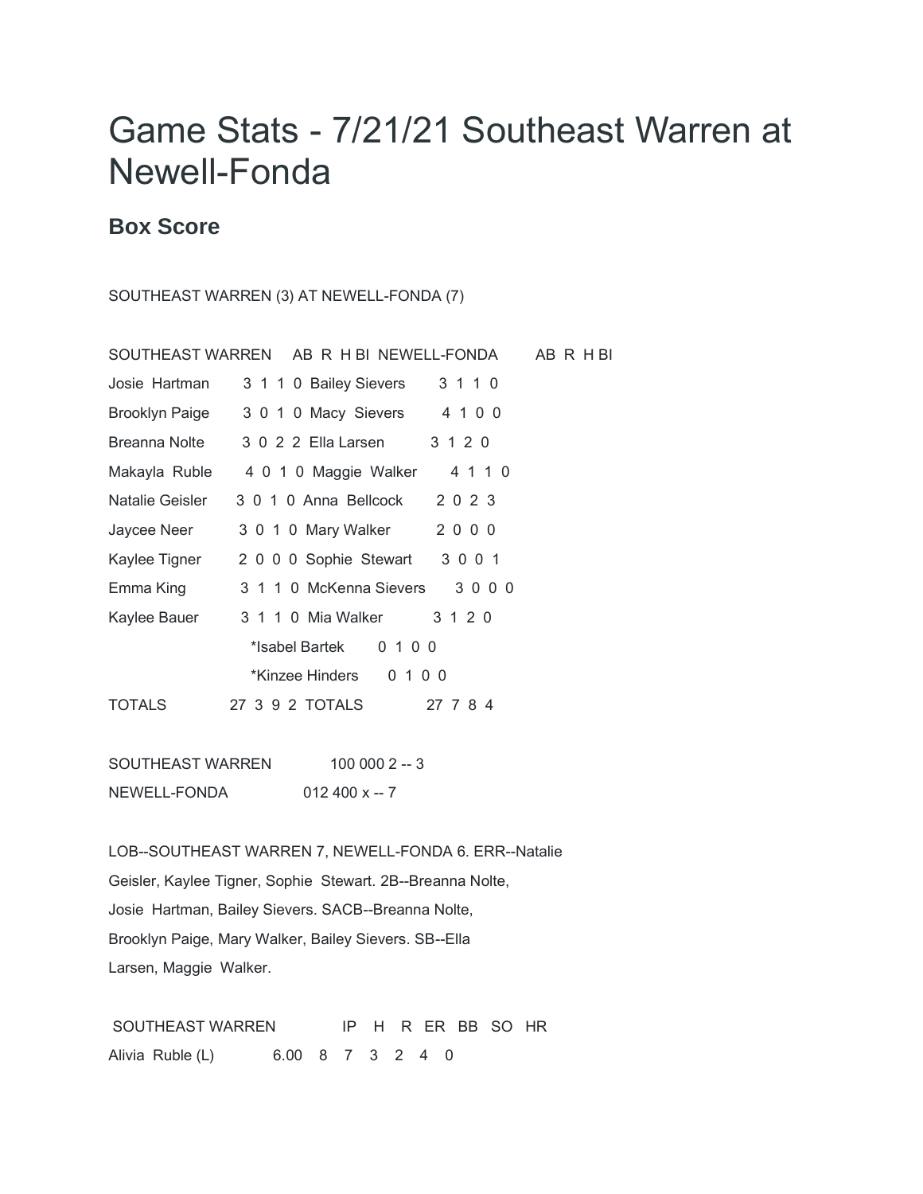# Game Stats - 7/21/21 Southeast Warren at Newell-Fonda

## Box Score

SOUTHEAST WARREN (3) AT NEWELL-FONDA (7)

| SOUTHEAST WARREN | AB | R | H | BI | NEWELL-FONDA | AB | R | H | BI |
|---|---|---|---|---|---|---|---|---|---|
| Josie Hartman | 3 | 1 | 1 | 0 | Bailey Sievers | 3 | 1 | 1 | 0 |
| Brooklyn Paige | 3 | 0 | 1 | 0 | Macy Sievers | 4 | 1 | 0 | 0 |
| Breanna Nolte | 3 | 0 | 2 | 2 | Ella Larsen | 3 | 1 | 2 | 0 |
| Makayla Ruble | 4 | 0 | 1 | 0 | Maggie Walker | 4 | 1 | 1 | 0 |
| Natalie Geisler | 3 | 0 | 1 | 0 | Anna Bellcock | 2 | 0 | 2 | 3 |
| Jaycee Neer | 3 | 0 | 1 | 0 | Mary Walker | 2 | 0 | 0 | 0 |
| Kaylee Tigner | 2 | 0 | 0 | 0 | Sophie Stewart | 3 | 0 | 0 | 1 |
| Emma King | 3 | 1 | 1 | 0 | McKenna Sievers | 3 | 0 | 0 | 0 |
| Kaylee Bauer | 3 | 1 | 1 | 0 | Mia Walker | 3 | 1 | 2 | 0 |
| | | | | | *Isabel Bartek | 0 | 1 | 0 | 0 |
| | | | | | *Kinzee Hinders | 0 | 1 | 0 | 0 |
| TOTALS | 27 | 3 | 9 | 2 | TOTALS | 27 | 7 | 8 | 4 |

| | | |
|---|---|---|
| SOUTHEAST WARREN | 100 000 2 | -- 3 |
| NEWELL-FONDA | 012 400 x | -- 7 |

LOB--SOUTHEAST WARREN 7, NEWELL-FONDA 6. ERR--Natalie Geisler, Kaylee Tigner, Sophie Stewart. 2B--Breanna Nolte, Josie Hartman, Bailey Sievers. SACB--Breanna Nolte, Brooklyn Paige, Mary Walker, Bailey Sievers. SB--Ella Larsen, Maggie Walker.

| SOUTHEAST WARREN | IP | H | R | ER | BB | SO | HR |
|---|---|---|---|---|---|---|---|
| Alivia Ruble (L) | 6.00 | 8 | 7 | 3 | 2 | 4 | 0 |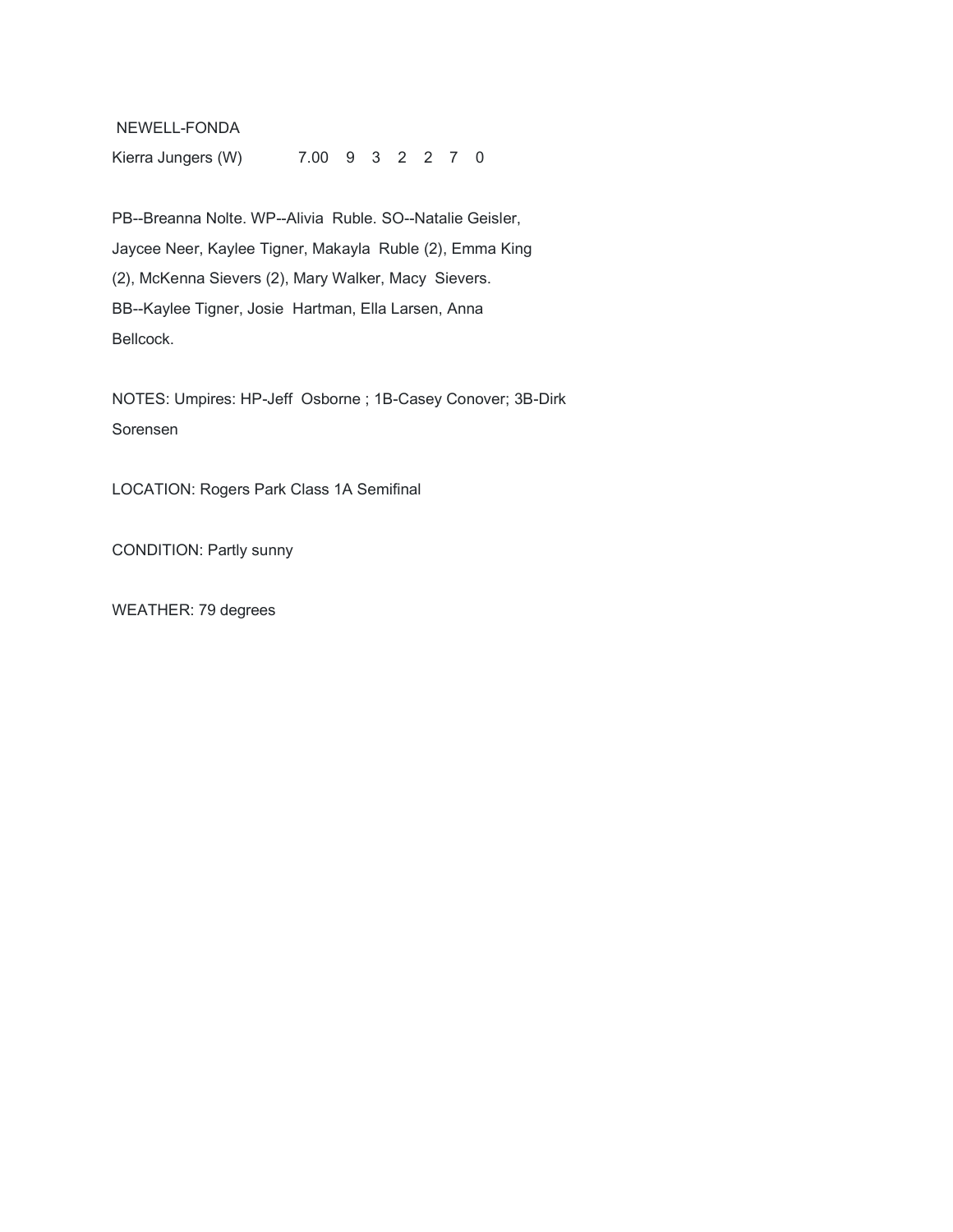NEWELL-FONDA

| | | | | | | | |
|---|---|---|---|---|---|---|---|
| Kierra Jungers (W) | 7.00 | 9 | 3 | 2 | 2 | 7 | 0 |

PB--Breanna Nolte. WP--Alivia Ruble. SO--Natalie Geisler, Jaycee Neer, Kaylee Tigner, Makayla Ruble (2), Emma King (2), McKenna Sievers (2), Mary Walker, Macy Sievers. BB--Kaylee Tigner, Josie Hartman, Ella Larsen, Anna Bellcock.

NOTES: Umpires: HP-Jeff Osborne ; 1B-Casey Conover; 3B-Dirk Sorensen

LOCATION: Rogers Park Class 1A Semifinal

CONDITION: Partly sunny

WEATHER: 79 degrees